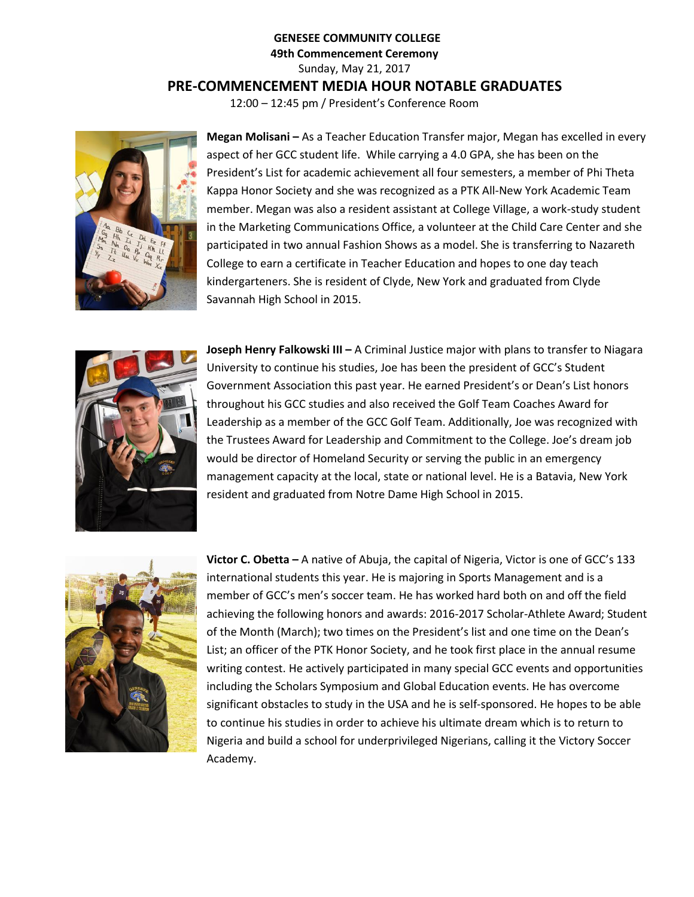**GENESEE COMMUNITY COLLEGE**

**49th Commencement Ceremony**

Sunday, May 21, 2017

## PRE-COMMENCEMENT MEDIA HOUR NOTABLE GRADUATES

12:00 – 12:45 pm / President's Conference Room

**Megan Molisani –** As a Teacher Education Transfer major, Megan has excelled in every aspect of her GCC student life. While carrying a 4.0 GPA, she has been on the President's List for academic achievement all four semesters, a member of Phi Theta Kappa Honor Society and she was recognized as a PTK All-New York Academic Team member. Megan was also a resident assistant at College Village, a work-study student in the Marketing Communications Office, a volunteer at the Child Care Center and she participated in two annual Fashion Shows as a model. She is transferring to Nazareth College to earn a certificate in Teacher Education and hopes to one day teach kindergarteners. She is resident of Clyde, New York and graduated from Clyde Savannah High School in 2015.

**Joseph Henry Falkowski III –** A Criminal Justice major with plans to transfer to Niagara University to continue his studies, Joe has been the president of GCC's Student Government Association this past year. He earned President's or Dean's List honors throughout his GCC studies and also received the Golf Team Coaches Award for Leadership as a member of the GCC Golf Team. Additionally, Joe was recognized with the Trustees Award for Leadership and Commitment to the College. Joe's dream job would be director of Homeland Security or serving the public in an emergency management capacity at the local, state or national level. He is a Batavia, New York resident and graduated from Notre Dame High School in 2015.

**Victor C. Obetta –** A native of Abuja, the capital of Nigeria, Victor is one of GCC's 133 international students this year. He is majoring in Sports Management and is a member of GCC's men's soccer team. He has worked hard both on and off the field achieving the following honors and awards: 2016-2017 Scholar-Athlete Award; Student of the Month (March); two times on the President's list and one time on the Dean's List; an officer of the PTK Honor Society, and he took first place in the annual resume writing contest. He actively participated in many special GCC events and opportunities including the Scholars Symposium and Global Education events. He has overcome significant obstacles to study in the USA and he is self-sponsored. He hopes to be able to continue his studies in order to achieve his ultimate dream which is to return to Nigeria and build a school for underprivileged Nigerians, calling it the Victory Soccer Academy.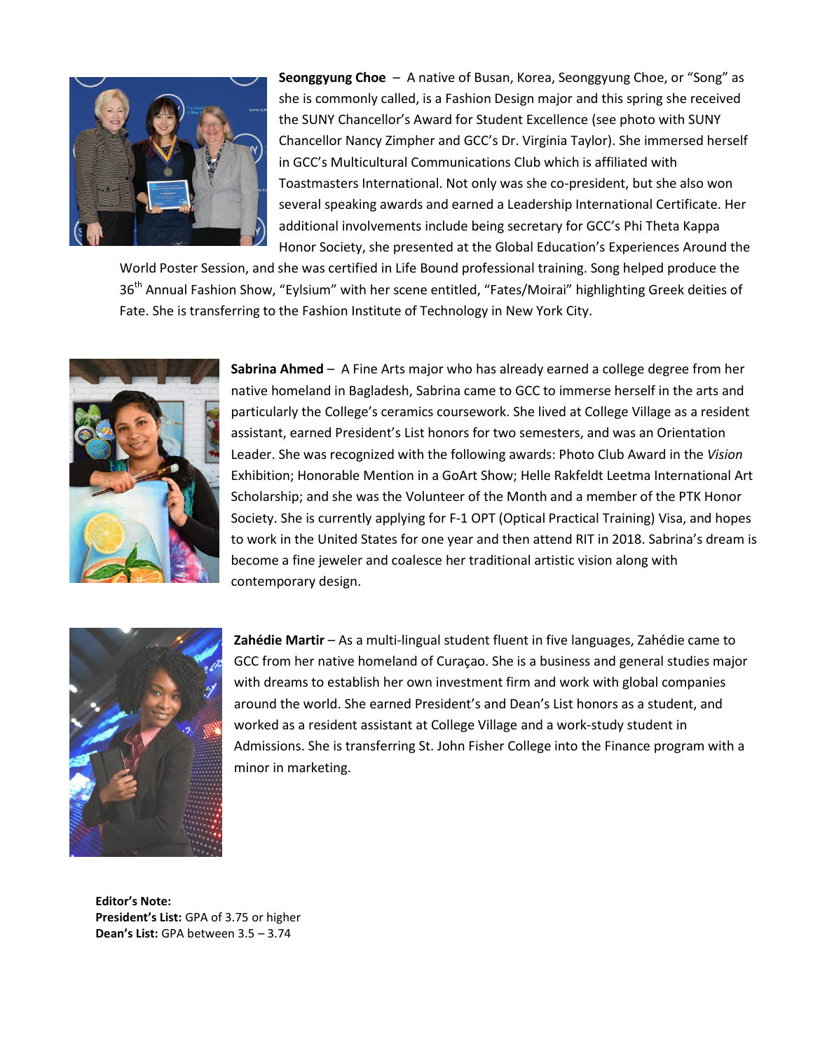**Seonggyung Choe** – A native of Busan, Korea, Seonggyung Choe, or "Song" as she is commonly called, is a Fashion Design major and this spring she received the SUNY Chancellor's Award for Student Excellence (see photo with SUNY Chancellor Nancy Zimpher and GCC's Dr. Virginia Taylor). She immersed herself in GCC's Multicultural Communications Club which is affiliated with Toastmasters International. Not only was she co-president, but she also won several speaking awards and earned a Leadership International Certificate. Her additional involvements include being secretary for GCC's Phi Theta Kappa Honor Society, she presented at the Global Education's Experiences Around the World Poster Session, and she was certified in Life Bound professional training. Song helped produce the 36th Annual Fashion Show, "Eylsium" with her scene entitled, "Fates/Moirai" highlighting Greek deities of Fate. She is transferring to the Fashion Institute of Technology in New York City.

**Sabrina Ahmed** – A Fine Arts major who has already earned a college degree from her native homeland in Bagladesh, Sabrina came to GCC to immerse herself in the arts and particularly the College's ceramics coursework. She lived at College Village as a resident assistant, earned President's List honors for two semesters, and was an Orientation Leader. She was recognized with the following awards: Photo Club Award in the *Vision* Exhibition; Honorable Mention in a GoArt Show; Helle Rakfeldt Leetma International Art Scholarship; and she was the Volunteer of the Month and a member of the PTK Honor Society. She is currently applying for F-1 OPT (Optical Practical Training) Visa, and hopes to work in the United States for one year and then attend RIT in 2018. Sabrina's dream is become a fine jeweler and coalesce her traditional artistic vision along with contemporary design.

**Zahédie Martir** – As a multi-lingual student fluent in five languages, Zahédie came to GCC from her native homeland of Curaçao. She is a business and general studies major with dreams to establish her own investment firm and work with global companies around the world. She earned President's and Dean's List honors as a student, and worked as a resident assistant at College Village and a work-study student in Admissions. She is transferring St. John Fisher College into the Finance program with a minor in marketing.

**Editor's Note:**
**President's List:** GPA of 3.75 or higher
**Dean's List:** GPA between 3.5 – 3.74